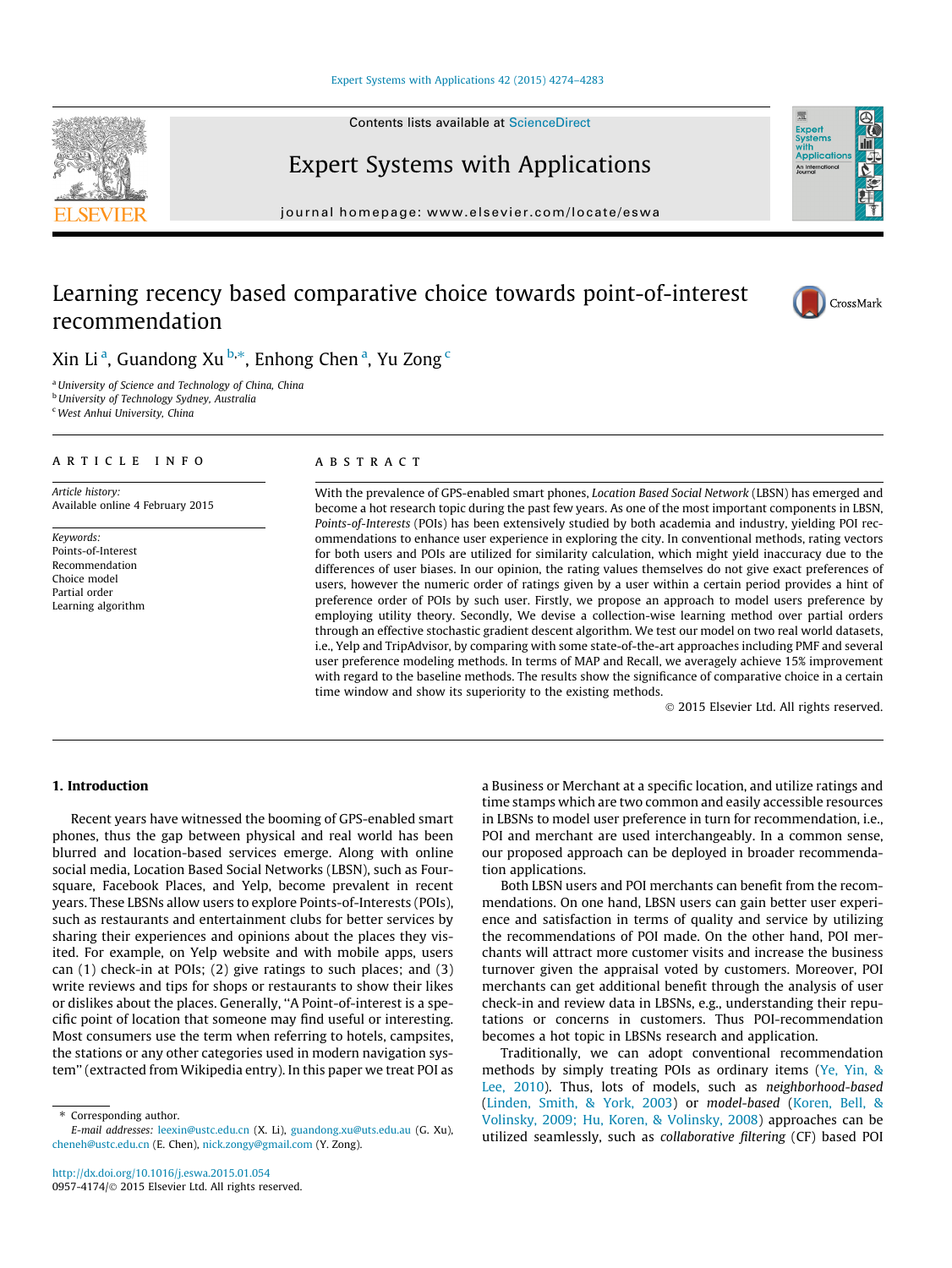Contents lists available at ScienceDirect

# Expert Systems with Applications

journal homepage: www.elsevier.com/locate/eswa

# Learning recency based comparative choice towards point-of-interest recommendation

Xin Li [a], Guandong Xu [b,*], Enhong Chen [a], Yu Zong [c]

[a] University of Science and Technology of China, China
[b] University of Technology Sydney, Australia
[c] West Anhui University, China

**ARTICLE INFO**

*Article history:*
Available online 4 February 2015

*Keywords:*
Points-of-Interest
Recommendation
Choice model
Partial order
Learning algorithm

**ABSTRACT**

With the prevalence of GPS-enabled smart phones, *Location Based Social Network* (LBSN) has emerged and become a hot research topic during the past few years. As one of the most important components in LBSN, *Points-of-Interests* (POIs) has been extensively studied by both academia and industry, yielding POI recommendations to enhance user experience in exploring the city. In conventional methods, rating vectors for both users and POIs are utilized for similarity calculation, which might yield inaccuracy due to the differences of user biases. In our opinion, the rating values themselves do not give exact preferences of users, however the numeric order of ratings given by a user within a certain period provides a hint of preference order of POIs by such user. Firstly, we propose an approach to model users preference by employing utility theory. Secondly, We devise a collection-wise learning method over partial orders through an effective stochastic gradient descent algorithm. We test our model on two real world datasets, i.e., Yelp and TripAdvisor, by comparing with some state-of-the-art approaches including PMF and several user preference modeling methods. In terms of MAP and Recall, we averagely achieve 15% improvement with regard to the baseline methods. The results show the significance of comparative choice in a certain time window and show its superiority to the existing methods.

© 2015 Elsevier Ltd. All rights reserved.

## 1. Introduction

Recent years have witnessed the booming of GPS-enabled smart phones, thus the gap between physical and real world has been blurred and location-based services emerge. Along with online social media, Location Based Social Networks (LBSN), such as Foursquare, Facebook Places, and Yelp, become prevalent in recent years. These LBSNs allow users to explore Points-of-Interests (POIs), such as restaurants and entertainment clubs for better services by sharing their experiences and opinions about the places they visited. For example, on Yelp website and with mobile apps, users can (1) check-in at POIs; (2) give ratings to such places; and (3) write reviews and tips for shops or restaurants to show their likes or dislikes about the places. Generally, "A Point-of-interest is a specific point of location that someone may find useful or interesting. Most consumers use the term when referring to hotels, campsites, the stations or any other categories used in modern navigation system" (extracted from Wikipedia entry). In this paper we treat POI as a Business or Merchant at a specific location, and utilize ratings and time stamps which are two common and easily accessible resources in LBSNs to model user preference in turn for recommendation, i.e., POI and merchant are used interchangeably. In a common sense, our proposed approach can be deployed in broader recommendation applications.

Both LBSN users and POI merchants can benefit from the recommendations. On one hand, LBSN users can gain better user experience and satisfaction in terms of quality and service by utilizing the recommendations of POI made. On the other hand, POI merchants will attract more customer visits and increase the business turnover given the appraisal voted by customers. Moreover, POI merchants can get additional benefit through the analysis of user check-in and review data in LBSNs, e.g., understanding their reputations or concerns in customers. Thus POI-recommendation becomes a hot topic in LBSNs research and application.

Traditionally, we can adopt conventional recommendation methods by simply treating POIs as ordinary items (Ye, Yin, & Lee, 2010). Thus, lots of models, such as *neighborhood-based* (Linden, Smith, & York, 2003) or *model-based* (Koren, Bell, & Volinsky, 2009; Hu, Koren, & Volinsky, 2008) approaches can be utilized seamlessly, such as *collaborative filtering* (CF) based POI

---

* Corresponding author.
*E-mail addresses:* leexin@ustc.edu.cn (X. Li), guandong.xu@uts.edu.au (G. Xu), cheneh@ustc.edu.cn (E. Chen), nick.zongy@gmail.com (Y. Zong).

http://dx.doi.org/10.1016/j.eswa.2015.01.054
0957-4174/© 2015 Elsevier Ltd. All rights reserved.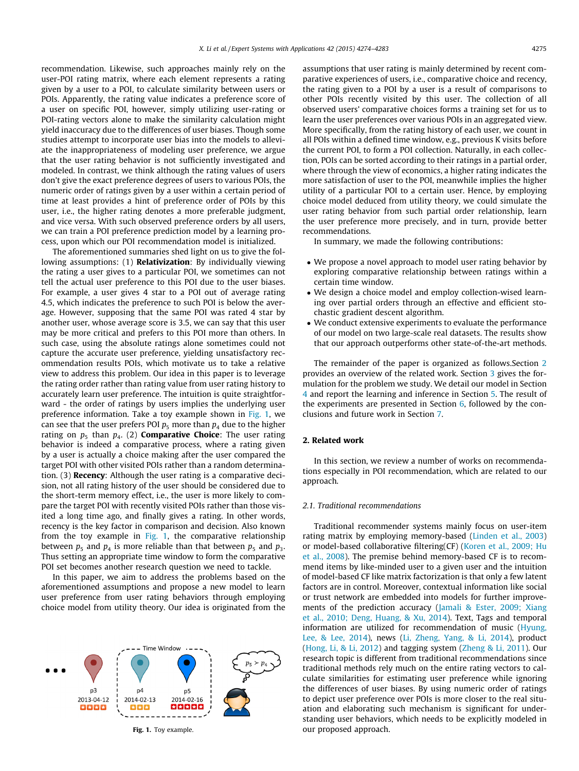recommendation. Likewise, such approaches mainly rely on the user-POI rating matrix, where each element represents a rating given by a user to a POI, to calculate similarity between users or POIs. Apparently, the rating value indicates a preference score of a user on specific POI, however, simply utilizing user-rating or POI-rating vectors alone to make the similarity calculation might yield inaccuracy due to the differences of user biases. Though some studies attempt to incorporate user bias into the models to alleviate the inappropriateness of modeling user preference, we argue that the user rating behavior is not sufficiently investigated and modeled. In contrast, we think although the rating values of users don't give the exact preference degrees of users to various POIs, the numeric order of ratings given by a user within a certain period of time at least provides a hint of preference order of POIs by this user, i.e., the higher rating denotes a more preferable judgment, and vice versa. With such observed preference orders by all users, we can train a POI preference prediction model by a learning process, upon which our POI recommendation model is initialized.

The aforementioned summaries shed light on us to give the following assumptions: (1) **Relativization**: By individually viewing the rating a user gives to a particular POI, we sometimes can not tell the actual user preference to this POI due to the user biases. For example, a user gives 4 star to a POI out of average rating 4.5, which indicates the preference to such POI is below the average. However, supposing that the same POI was rated 4 star by another user, whose average score is 3.5, we can say that this user may be more critical and prefers to this POI more than others. In such case, using the absolute ratings alone sometimes could not capture the accurate user preference, yielding unsatisfactory recommendation results POIs, which motivate us to take a relative view to address this problem. Our idea in this paper is to leverage the rating order rather than rating value from user rating history to accurately learn user preference. The intuition is quite straightforward - the order of ratings by users implies the underlying user preference information. Take a toy example shown in Fig. 1, we can see that the user prefers POI $p_5$ more than $p_4$ due to the higher rating on $p_5$ than $p_4$. (2) **Comparative Choice**: The user rating behavior is indeed a comparative process, where a rating given by a user is actually a choice making after the user compared the target POI with other visited POIs rather than a random determination. (3) **Recency**: Although the user rating is a comparative decision, not all rating history of the user should be considered due to the short-term memory effect, i.e., the user is more likely to compare the target POI with recently visited POIs rather than those visited a long time ago, and finally gives a rating. In other words, recency is the key factor in comparison and decision. Also known from the toy example in Fig. 1, the comparative relationship between $p_5$ and $p_4$ is more reliable than that between $p_5$ and $p_3$. Thus setting an appropriate time window to form the comparative POI set becomes another research question we need to tackle.

In this paper, we aim to address the problems based on the aforementioned assumptions and propose a new model to learn user preference from user rating behaviors through employing choice model from utility theory. Our idea is originated from the assumptions that user rating is mainly determined by recent comparative experiences of users, i.e., comparative choice and recency, the rating given to a POI by a user is a result of comparisons to other POIs recently visited by this user. The collection of all observed users' comparative choices forms a training set for us to learn the user preferences over various POIs in an aggregated view. More specifically, from the rating history of each user, we count in all POIs within a defined time window, e.g., previous K visits before the current POI, to form a POI collection. Naturally, in each collection, POIs can be sorted according to their ratings in a partial order, where through the view of economics, a higher rating indicates the more satisfaction of user to the POI, meanwhile implies the higher utility of a particular POI to a certain user. Hence, by employing choice model deduced from utility theory, we could simulate the user rating behavior from such partial order relationship, learn the user preference more precisely, and in turn, provide better recommendations.

Fig. 1. Toy example.

In summary, we made the following contributions:

- We propose a novel approach to model user rating behavior by exploring comparative relationship between ratings within a certain time window.
- We design a choice model and employ collection-wised learning over partial orders through an effective and efficient stochastic gradient descent algorithm.
- We conduct extensive experiments to evaluate the performance of our model on two large-scale real datasets. The results show that our approach outperforms other state-of-the-art methods.

The remainder of the paper is organized as follows.Section 2 provides an overview of the related work. Section 3 gives the formulation for the problem we study. We detail our model in Section 4 and report the learning and inference in Section 5. The result of the experiments are presented in Section 6, followed by the conclusions and future work in Section 7.

## 2. Related work

In this section, we review a number of works on recommendations especially in POI recommendation, which are related to our approach.

### 2.1. Traditional recommendations

Traditional recommender systems mainly focus on user-item rating matrix by employing memory-based (Linden et al., 2003) or model-based collaborative filtering(CF) (Koren et al., 2009; Hu et al., 2008). The premise behind memory-based CF is to recommend items by like-minded user to a given user and the intuition of model-based CF like matrix factorization is that only a few latent factors are in control. Moreover, contextual information like social or trust network are embedded into models for further improvements of the prediction accuracy (Jamali & Ester, 2009; Xiang et al., 2010; Deng, Huang, & Xu, 2014). Text, Tags and temporal information are utilized for recommendation of music (Hyung, Lee, & Lee, 2014), news (Li, Zheng, Yang, & Li, 2014), product (Hong, Li, & Li, 2012) and tagging system (Zheng & Li, 2011). Our research topic is different from traditional recommendations since traditional methods rely much on the entire rating vectors to calculate similarities for estimating user preference while ignoring the differences of user biases. By using numeric order of ratings to depict user preference over POIs is more closer to the real situation and elaborating such mechanism is significant for understanding user behaviors, which needs to be explicitly modeled in our proposed approach.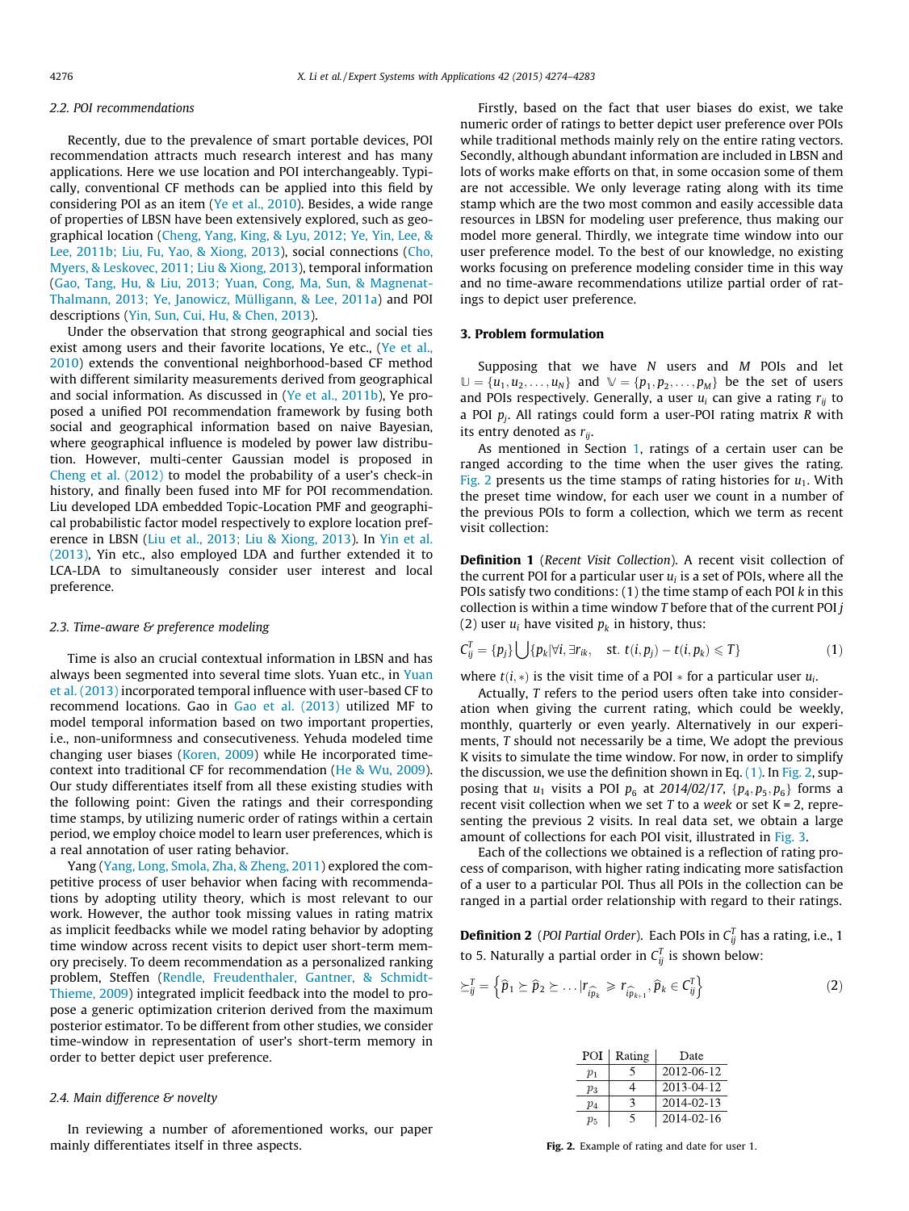### 2.2. POI recommendations

Recently, due to the prevalence of smart portable devices, POI recommendation attracts much research interest and has many applications. Here we use location and POI interchangeably. Typically, conventional CF methods can be applied into this field by considering POI as an item (Ye et al., 2010). Besides, a wide range of properties of LBSN have been extensively explored, such as geographical location (Cheng, Yang, King, & Lyu, 2012; Ye, Yin, Lee, & Lee, 2011b; Liu, Fu, Yao, & Xiong, 2013), social connections (Cho, Myers, & Leskovec, 2011; Liu & Xiong, 2013), temporal information (Gao, Tang, Hu, & Liu, 2013; Yuan, Cong, Ma, Sun, & Magnenat-Thalmann, 2013; Ye, Janowicz, Mülligann, & Lee, 2011a) and POI descriptions (Yin, Sun, Cui, Hu, & Chen, 2013).

Under the observation that strong geographical and social ties exist among users and their favorite locations, Ye etc., (Ye et al., 2010) extends the conventional neighborhood-based CF method with different similarity measurements derived from geographical and social information. As discussed in (Ye et al., 2011b), Ye proposed a unified POI recommendation framework by fusing both social and geographical information based on naive Bayesian, where geographical influence is modeled by power law distribution. However, multi-center Gaussian model is proposed in Cheng et al. (2012) to model the probability of a user's check-in history, and finally been fused into MF for POI recommendation. Liu developed LDA embedded Topic-Location PMF and geographical probabilistic factor model respectively to explore location preference in LBSN (Liu et al., 2013; Liu & Xiong, 2013). In Yin et al. (2013), Yin etc., also employed LDA and further extended it to LCA-LDA to simultaneously consider user interest and local preference.

### 2.3. Time-aware & preference modeling

Time is also an crucial contextual information in LBSN and has always been segmented into several time slots. Yuan etc., in Yuan et al. (2013) incorporated temporal influence with user-based CF to recommend locations. Gao in Gao et al. (2013) utilized MF to model temporal information based on two important properties, i.e., non-uniformness and consecutiveness. Yehuda modeled time changing user biases (Koren, 2009) while He incorporated time-context into traditional CF for recommendation (He & Wu, 2009). Our study differentiates itself from all these existing studies with the following point: Given the ratings and their corresponding time stamps, by utilizing numeric order of ratings within a certain period, we employ choice model to learn user preferences, which is a real annotation of user rating behavior.

Yang (Yang, Long, Smola, Zha, & Zheng, 2011) explored the competitive process of user behavior when facing with recommendations by adopting utility theory, which is most relevant to our work. However, the author took missing values in rating matrix as implicit feedbacks while we model rating behavior by adopting time window across recent visits to depict user short-term memory precisely. To deem recommendation as a personalized ranking problem, Steffen (Rendle, Freudenthaler, Gantner, & Schmidt-Thieme, 2009) integrated implicit feedback into the model to propose a generic optimization criterion derived from the maximum posterior estimator. To be different from other studies, we consider time-window in representation of user's short-term memory in order to better depict user preference.

### 2.4. Main difference & novelty

In reviewing a number of aforementioned works, our paper mainly differentiates itself in three aspects.

Firstly, based on the fact that user biases do exist, we take numeric order of ratings to better depict user preference over POIs while traditional methods mainly rely on the entire rating vectors. Secondly, although abundant information are included in LBSN and lots of works make efforts on that, in some occasion some of them are not accessible. We only leverage rating along with its time stamp which are the two most common and easily accessible data resources in LBSN for modeling user preference, thus making our model more general. Thirdly, we integrate time window into our user preference model. To the best of our knowledge, no existing works focusing on preference modeling consider time in this way and no time-aware recommendations utilize partial order of ratings to depict user preference.

## 3. Problem formulation

Supposing that we have $N$ users and $M$ POIs and let $\mathbb{U} = \{u_1, u_2, \ldots, u_N\}$ and $\mathbb{V} = \{p_1, p_2, \ldots, p_M\}$ be the set of users and POIs respectively. Generally, a user $u_i$ can give a rating $r_{ij}$ to a POI $p_j$. All ratings could form a user-POI rating matrix $R$ with its entry denoted as $r_{ij}$.

As mentioned in Section 1, ratings of a certain user can be ranged according to the time when the user gives the rating. Fig. 2 presents us the time stamps of rating histories for $u_1$. With the preset time window, for each user we count in a number of the previous POIs to form a collection, which we term as recent visit collection:

**Definition 1** (*Recent Visit Collection*). A recent visit collection of the current POI for a particular user $u_i$ is a set of POIs, where all the POIs satisfy two conditions: (1) the time stamp of each POI $k$ in this collection is within a time window $T$ before that of the current POI $j$ (2) user $u_i$ have visited $p_k$ in history, thus:

$$C_{ij}^{T} = \{p_j\} \bigcup \{p_k | \forall i, \exists r_{ik}, \quad \text{st. } t(i, p_j) - t(i, p_k) \leqslant T\} \tag{1}$$

where $t(i, *)$ is the visit time of a POI $*$ for a particular user $u_i$.

Actually, $T$ refers to the period users often take into consideration when giving the current rating, which could be weekly, monthly, quarterly or even yearly. Alternatively in our experiments, $T$ should not necessarily be a time, We adopt the previous K visits to simulate the time window. For now, in order to simplify the discussion, we use the definition shown in Eq. (1). In Fig. 2, supposing that $u_1$ visits a POI $p_6$ at *2014/02/17*, $\{p_4, p_5, p_6\}$ forms a recent visit collection when we set $T$ to a *week* or set K = 2, representing the previous 2 visits. In real data set, we obtain a large amount of collections for each POI visit, illustrated in Fig. 3.

Each of the collections we obtained is a reflection of rating process of comparison, with higher rating indicating more satisfaction of a user to a particular POI. Thus all POIs in the collection can be ranged in a partial order relationship with regard to their ratings.

**Definition 2** (*POI Partial Order*). Each POIs in $C_{ij}^{T}$ has a rating, i.e., 1 to 5. Naturally a partial order in $C_{ij}^{T}$ is shown below:

$$\succeq_{ij}^{T} = \left\{ \widehat{p}_1 \succeq \widehat{p}_2 \succeq \ldots | r_{i\widehat{p}_k} \geqslant r_{i\widehat{p}_{k+1}}, \widehat{p}_k \in C_{ij}^{T} \right\} \tag{2}$$

| POI | Rating | Date |
|---|---|---|
| $p_1$ | 5 | 2012-06-12 |
| $p_3$ | 4 | 2013-04-12 |
| $p_4$ | 3 | 2014-02-13 |
| $p_5$ | 5 | 2014-02-16 |

**Fig. 2.** Example of rating and date for user 1.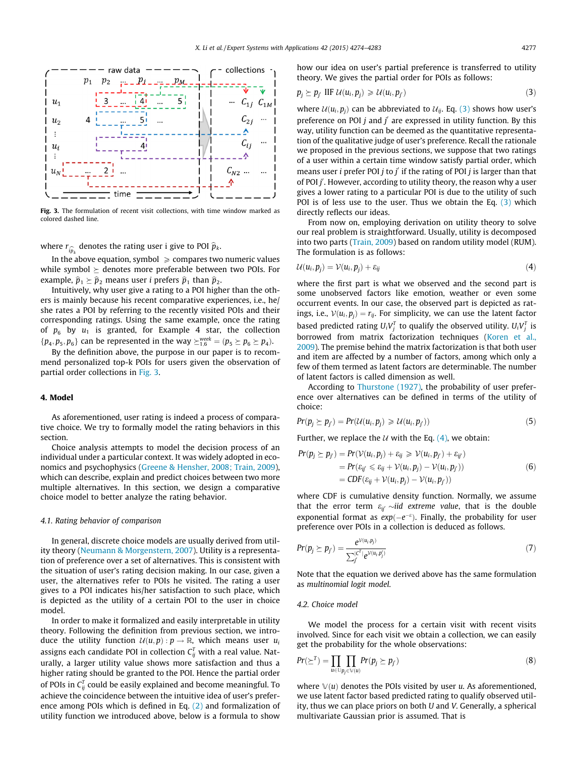Fig. 3. The formulation of recent visit collections, with time window marked as colored dashed line.

where $r_{i\widehat{p}_k}$ denotes the rating user i give to POI $\widehat{p}_k$.

In the above equation, symbol $\geqslant$ compares two numeric values while symbol $\succeq$ denotes more preferable between two POIs. For example, $\widehat{p}_1 \succeq \widehat{p}_2$ means user $i$ prefers $\widehat{p}_1$ than $\widehat{p}_2$.

Intuitively, why user give a rating to a POI higher than the others is mainly because his recent comparative experiences, i.e., he/she rates a POI by referring to the recently visited POIs and their corresponding ratings. Using the same example, once the rating of $p_6$ by $u_1$ is granted, for Example 4 star, the collection $\{p_4, p_5, p_6\}$ can be represented in the way $\succeq_{1,6}^{week} = (p_5 \succeq p_6 \succeq p_4)$.

By the definition above, the purpose in our paper is to recommend personalized top-k POIs for users given the observation of partial order collections in Fig. 3.

## 4. Model

As aforementioned, user rating is indeed a process of comparative choice. We try to formally model the rating behaviors in this section.

Choice analysis attempts to model the decision process of an individual under a particular context. It was widely adopted in economics and psychophysics (Greene & Hensher, 2008; Train, 2009), which can describe, explain and predict choices between two more multiple alternatives. In this section, we design a comparative choice model to better analyze the rating behavior.

### 4.1. Rating behavior of comparison

In general, discrete choice models are usually derived from utility theory (Neumann & Morgenstern, 2007). Utility is a representation of preference over a set of alternatives. This is consistent with the situation of user's rating decision making. In our case, given a user, the alternatives refer to POIs he visited. The rating a user gives to a POI indicates his/her satisfaction to such place, which is depicted as the utility of a certain POI to the user in choice model.

In order to make it formalized and easily interpretable in utility theory. Following the definition from previous section, we introduce the utility function $\mathcal{U}(u,p) : p \to \mathbb{R}$, which means user $u_i$ assigns each candidate POI in collection $C_{ij}^T$ with a real value. Naturally, a larger utility value shows more satisfaction and thus a higher rating should be granted to the POI. Hence the partial order of POIs in $C_{ij}^T$ could be easily explained and become meaningful. To achieve the coincidence between the intuitive idea of user's preference among POIs which is defined in Eq. (2) and formalization of utility function we introduced above, below is a formula to show how our idea on user's partial preference is transferred to utility theory. We gives the partial order for POIs as follows:

$$p_j \succeq p_{j'} \text{ IIF } \mathcal{U}(u_i, p_j) \geqslant \mathcal{U}(u_i, p_{j'}) \tag{3}$$

where $\mathcal{U}(u_i, p_j)$ can be abbreviated to $\mathcal{U}_{ij}$. Eq. (3) shows how user's preference on POI $j$ and $j'$ are expressed in utility function. By this way, utility function can be deemed as the quantitative representation of the qualitative judge of user's preference. Recall the rationale we proposed in the previous sections, we suppose that two ratings of a user within a certain time window satisfy partial order, which means user $i$ prefer POI $j$ to $j'$ if the rating of POI $j$ is larger than that of POI $j'$. However, according to utility theory, the reason why a user gives a lower rating to a particular POI is due to the utility of such POI is of less use to the user. Thus we obtain the Eq. (3) which directly reflects our ideas.

From now on, employing derivation on utility theory to solve our real problem is straightforward. Usually, utility is decomposed into two parts (Train, 2009) based on random utility model (RUM). The formulation is as follows:

$$\mathcal{U}(u_i, p_j) = \mathcal{V}(u_i, p_j) + \varepsilon_{ij} \tag{4}$$

where the first part is what we observed and the second part is some unobserved factors like emotion, weather or even some occurrent events. In our case, the observed part is depicted as ratings, i.e., $\mathcal{V}(u_i, p_j) = r_{ij}$. For simplicity, we can use the latent factor based predicted rating $U_i V_j^T$ to qualify the observed utility. $U_i V_j^T$ is borrowed from matrix factorization techniques (Koren et al., 2009). The premise behind the matrix factorization is that both user and item are affected by a number of factors, among which only a few of them termed as latent factors are determinable. The number of latent factors is called dimension as well.

According to Thurstone (1927), the probability of user preference over alternatives can be defined in terms of the utility of choice:

$$Pr(p_j \succeq p_{j'}) = Pr(\mathcal{U}(u_i, p_j) \geqslant \mathcal{U}(u_i, p_{j'})) \tag{5}$$

Further, we replace the $\mathcal{U}$ with the Eq. (4), we obtain:

$$\begin{aligned} Pr(p_j \succeq p_{j'}) &= Pr(\mathcal{V}(u_i, p_j) + \varepsilon_{ij} \geqslant \mathcal{V}(u_i, p_{j'}) + \varepsilon_{ij'}) \\ &= Pr(\varepsilon_{ij'} \leqslant \varepsilon_{ij} + \mathcal{V}(u_i, p_j) - \mathcal{V}(u_i, p_{j'})) \\ &= CDF(\varepsilon_{ij} + \mathcal{V}(u_i, p_j) - \mathcal{V}(u_i, p_{j'})) \end{aligned} \tag{6}$$

where CDF is cumulative density function. Normally, we assume that the error term $\varepsilon_{ij'} \sim$*iid extreme value*, that is the double exponential format as $exp(-e^{-\varepsilon})$. Finally, the probability for user preference over POIs in a collection is deduced as follows.

$$Pr(p_j \succeq p_{j'}) = \frac{e^{\mathcal{V}(u_i, p_j)}}{\sum_{j'}^{|C^T|} e^{\mathcal{V}(u_i, p_{j'})}} \tag{7}$$

Note that the equation we derived above has the same formulation as *multinomial logit model.*

### 4.2. Choice model

We model the process for a certain visit with recent visits involved. Since for each visit we obtain a collection, we can easily get the probability for the whole observations:

$$Pr(\succeq^T) = \prod_{u \in \mathbb{U}} \prod_{p_j \in \mathbb{V}(u)} Pr(p_j \succeq p_{j'}) \tag{8}$$

where $\mathbb{V}(u)$ denotes the POIs visited by user $u$. As aforementioned, we use latent factor based predicted rating to qualify observed utility, thus we can place priors on both $U$ and $V$. Generally, a spherical multivariate Gaussian prior is assumed. That is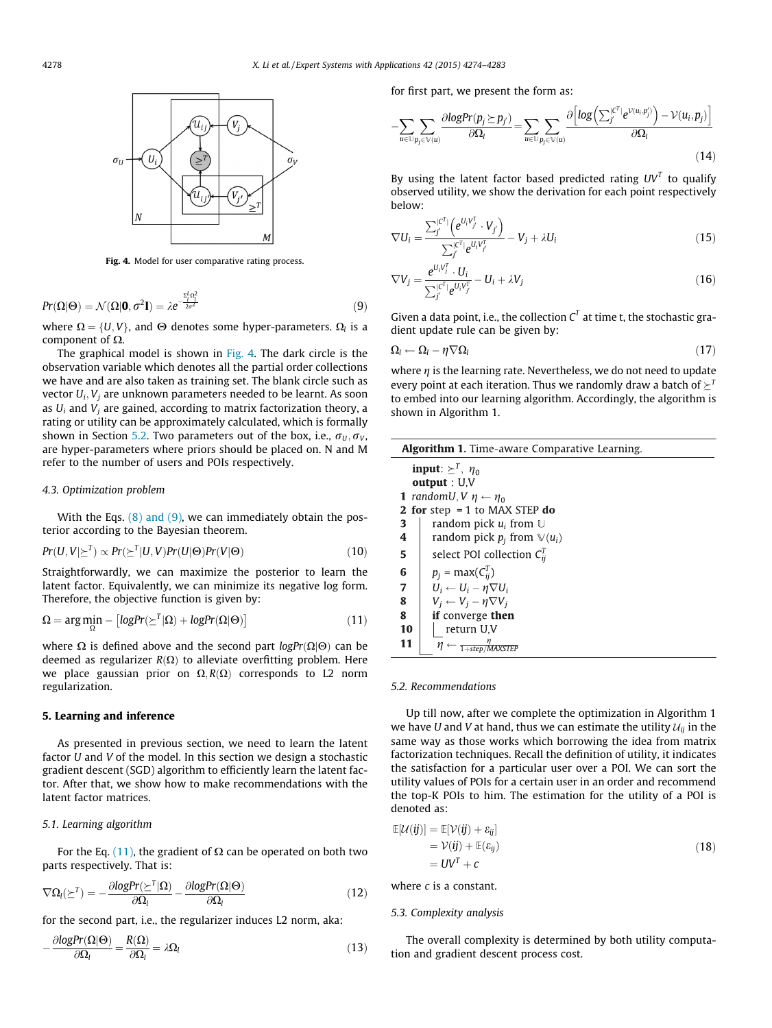Fig. 4. Model for user comparative rating process.

$$Pr(\Omega|\Theta) = \mathcal{N}(\Omega|\mathbf{0}, \sigma^2\mathbf{I}) = \lambda e^{-\frac{\Sigma_l^k \Omega_l^2}{2\sigma^2}} \tag{9}$$

where $\Omega = \{U, V\}$, and $\Theta$ denotes some hyper-parameters. $\Omega_l$ is a component of $\Omega$.

The graphical model is shown in Fig. 4. The dark circle is the observation variable which denotes all the partial order collections we have and are also taken as training set. The blank circle such as vector $U_i, V_j$ are unknown parameters needed to be learnt. As soon as $U_i$ and $V_j$ are gained, according to matrix factorization theory, a rating or utility can be approximately calculated, which is formally shown in Section 5.2. Two parameters out of the box, i.e., $\sigma_U, \sigma_V$, are hyper-parameters where priors should be placed on. N and M refer to the number of users and POIs respectively.

### 4.3. Optimization problem

With the Eqs. (8) and (9), we can immediately obtain the posterior according to the Bayesian theorem.

$$Pr(U, V|\succeq^T) \propto Pr(\succeq^T|U, V)Pr(U|\Theta)Pr(V|\Theta) \tag{10}$$

Straightforwardly, we can maximize the posterior to learn the latent factor. Equivalently, we can minimize its negative log form. Therefore, the objective function is given by:

$$\Omega = \arg\min_{\Omega} -\left[logPr(\succeq^T|\Omega) + logPr(\Omega|\Theta)\right] \tag{11}$$

where $\Omega$ is defined above and the second part $logPr(\Omega|\Theta)$ can be deemed as regularizer $R(\Omega)$ to alleviate overfitting problem. Here we place gaussian prior on $\Omega, R(\Omega)$ corresponds to L2 norm regularization.

## 5. Learning and inference

As presented in previous section, we need to learn the latent factor $U$ and $V$ of the model. In this section we design a stochastic gradient descent (SGD) algorithm to efficiently learn the latent factor. After that, we show how to make recommendations with the latent factor matrices.

### 5.1. Learning algorithm

For the Eq. (11), the gradient of $\Omega$ can be operated on both two parts respectively. That is:

$$\nabla\Omega_l(\succeq^T) = -\frac{\partial logPr(\succeq^T|\Omega)}{\partial\Omega_l} - \frac{\partial logPr(\Omega|\Theta)}{\partial\Omega_l} \tag{12}$$

for the second part, i.e., the regularizer induces L2 norm, aka:

$$-\frac{\partial logPr(\Omega|\Theta)}{\partial\Omega_l} = \frac{R(\Omega)}{\partial\Omega_l} = \lambda\Omega_l \tag{13}$$

for first part, we present the form as:

$$-\sum_{u\in\mathbb{U}}\sum_{p_j\in\mathbb{V}(u)}\frac{\partial logPr(p_j \succeq p_{j'})}{\partial\Omega_l} = \sum_{u\in\mathbb{U}}\sum_{p_j\in\mathbb{V}(u)}\frac{\partial\left[log\left(\sum_{j'}^{|C^T|}e^{\mathcal{V}(u_i,p'_j)}\right) - \mathcal{V}(u_i,p_j)\right]}{\partial\Omega_l} \tag{14}$$

By using the latent factor based predicted rating $UV^T$ to qualify observed utility, we show the derivation for each point respectively below:

$$\nabla U_i = \frac{\sum_{j'}^{|C^T|}\left(e^{U_iV_{j'}^T}\cdot V_{j'}\right)}{\sum_{j'}^{|C^T|}e^{U_iV_{j'}^T}} - V_j + \lambda U_i \tag{15}$$

$$\nabla V_j = \frac{e^{U_iV_j^T}\cdot U_i}{\sum_{j'}^{|C^T|}e^{U_iV_{j'}^T}} - U_i + \lambda V_j \tag{16}$$

Given a data point, i.e., the collection $C^T$ at time t, the stochastic gradient update rule can be given by:

$$\Omega_l \leftarrow \Omega_l - \eta\nabla\Omega_l \tag{17}$$

where $\eta$ is the learning rate. Nevertheless, we do not need to update every point at each iteration. Thus we randomly draw a batch of $\succeq^T$ to embed into our learning algorithm. Accordingly, the algorithm is shown in Algorithm 1.

**Algorithm 1.** Time-aware Comparative Learning.

```
    input: ⪰^T, η_0
    output : U,V
1   randomU, V η ← η_0
2   for step = 1 to MAX STEP do
3       random pick u_i from 𝕌
4       random pick p_j from 𝕍(u_i)
5       select POI collection C^T_ij
6       p_j = max(C^T_ij)
7       U_i ← U_i − η∇U_i
8       V_j ← V_j − η∇V_j
8       if converge then
10          return U,V
11      η ← η / (1+step/MAXSTEP)
```

### 5.2. Recommendations

Up till now, after we complete the optimization in Algorithm 1 we have $U$ and $V$ at hand, thus we can estimate the utility $\mathcal{U}_{ij}$ in the same way as those works which borrowing the idea from matrix factorization techniques. Recall the definition of utility, it indicates the satisfaction for a particular user over a POI. We can sort the utility values of POIs for a certain user in an order and recommend the top-K POIs to him. The estimation for the utility of a POI is denoted as:

$$\begin{aligned}\mathbb{E}[\mathcal{U}(\boldsymbol{ij})] &= \mathbb{E}[\mathcal{V}(\boldsymbol{ij}) + \varepsilon_{ij}] \\ &= \mathcal{V}(\boldsymbol{ij}) + \mathbb{E}(\varepsilon_{ij}) \\ &= UV^T + c\end{aligned} \tag{18}$$

where $c$ is a constant.

### 5.3. Complexity analysis

The overall complexity is determined by both utility computation and gradient descent process cost.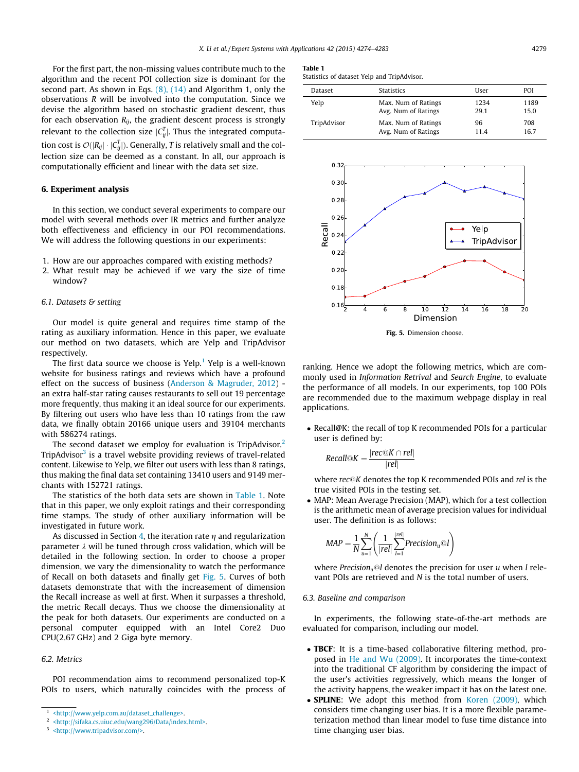For the first part, the non-missing values contribute much to the algorithm and the recent POI collection size is dominant for the second part. As shown in Eqs. (8), (14) and Algorithm 1, only the observations $R$ will be involved into the computation. Since we devise the algorithm based on stochastic gradient descent, thus for each observation $R_{ij}$, the gradient descent process is strongly relevant to the collection size $|C_{ij}^T|$. Thus the integrated computation cost is $\mathcal{O}(|R_{ij}| \cdot |C_{ij}^T|)$. Generally, $T$ is relatively small and the collection size can be deemed as a constant. In all, our approach is computationally efficient and linear with the data set size.

## 6. Experiment analysis

In this section, we conduct several experiments to compare our model with several methods over IR metrics and further analyze both effectiveness and efficiency in our POI recommendations. We will address the following questions in our experiments:

1. How are our approaches compared with existing methods?
2. What result may be achieved if we vary the size of time window?

### 6.1. Datasets & setting

Our model is quite general and requires time stamp of the rating as auxiliary information. Hence in this paper, we evaluate our method on two datasets, which are Yelp and TripAdvisor respectively.

The first data source we choose is Yelp.[1] Yelp is a well-known website for business ratings and reviews which have a profound effect on the success of business (Anderson & Magruder, 2012) - an extra half-star rating causes restaurants to sell out 19 percentage more frequently, thus making it an ideal source for our experiments. By filtering out users who have less than 10 ratings from the raw data, we finally obtain 20166 unique users and 39104 merchants with 586274 ratings.

The second dataset we employ for evaluation is TripAdvisor.[2] TripAdvisor[3] is a travel website providing reviews of travel-related content. Likewise to Yelp, we filter out users with less than 8 ratings, thus making the final data set containing 13410 users and 9149 merchants with 152721 ratings.

The statistics of the both data sets are shown in Table 1. Note that in this paper, we only exploit ratings and their corresponding time stamps. The study of other auxiliary information will be investigated in future work.

As discussed in Section 4, the iteration rate $\eta$ and regularization parameter $\lambda$ will be tuned through cross validation, which will be detailed in the following section. In order to choose a proper dimension, we vary the dimensionality to watch the performance of Recall on both datasets and finally get Fig. 5. Curves of both datasets demonstrate that with the increasement of dimension the Recall increase as well at first. When it surpasses a threshold, the metric Recall decays. Thus we choose the dimensionality at the peak for both datasets. Our experiments are conducted on a personal computer equipped with an Intel Core2 Duo CPU(2.67 GHz) and 2 Giga byte memory.

**Table 1**
Statistics of dataset Yelp and TripAdvisor.

| Dataset | Statistics | User | POI |
|---|---|---|---|
| Yelp | Max. Num of Ratings | 1234 | 1189 |
| | Avg. Num of Ratings | 29.1 | 15.0 |
| TripAdvisor | Max. Num of Ratings | 96 | 708 |
| | Avg. Num of Ratings | 11.4 | 16.7 |

**Fig. 5.** Dimension choose.

### 6.2. Metrics

POI recommendation aims to recommend personalized top-K POIs to users, which naturally coincides with the process of ranking. Hence we adopt the following metrics, which are commonly used in *Information Retrival* and *Search Engine*, to evaluate the performance of all models. In our experiments, top 100 POIs are recommended due to the maximum webpage display in real applications.

- Recall@K: the recall of top K recommended POIs for a particular user is defined by:

$$Recall@K = \frac{|rec@K \cap rel|}{|rel|}$$

where $rec@K$ denotes the top K recommended POIs and $rel$ is the true visited POIs in the testing set.

- MAP: Mean Average Precision (MAP), which for a test collection is the arithmetic mean of average precision values for individual user. The definition is as follows:

$$MAP = \frac{1}{N}\sum_{u=1}^{N}\left(\frac{1}{|rel|}\sum_{l=1}^{|rel|} Precision_u@l\right)$$

where $Precision_u@l$ denotes the precision for user $u$ when $l$ relevant POIs are retrieved and $N$ is the total number of users.

### 6.3. Baseline and comparison

In experiments, the following state-of-the-art methods are evaluated for comparison, including our model.

- **TBCF**: It is a time-based collaborative filtering method, proposed in He and Wu (2009). It incorporates the time-context into the traditional CF algorithm by considering the impact of the user's activities regressively, which means the longer of the activity happens, the weaker impact it has on the latest one.
- **SPLINE**: We adopt this method from Koren (2009), which considers time changing user bias. It is a more flexible parameterization method than linear model to fuse time distance into time changing user bias.

[1] <http://www.yelp.com.au/dataset_challenge>.
[2] <http://sifaka.cs.uiuc.edu/wang296/Data/index.html>.
[3] <http://www.tripadvisor.com/>.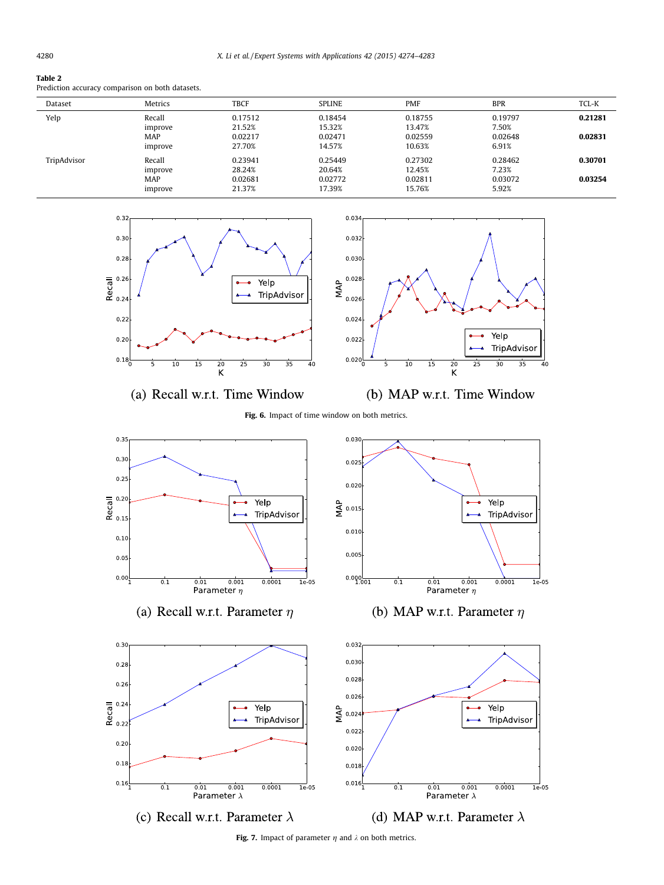**Table 2**
Prediction accuracy comparison on both datasets.

| Dataset | Metrics | TBCF | SPLINE | PMF | BPR | TCL-K |
|---|---|---|---|---|---|---|
| Yelp | Recall | 0.17512 | 0.18454 | 0.18755 | 0.19797 | **0.21281** |
| | improve | 21.52% | 15.32% | 13.47% | 7.50% | |
| | MAP | 0.02217 | 0.02471 | 0.02559 | 0.02648 | **0.02831** |
| | improve | 27.70% | 14.57% | 10.63% | 6.91% | |
| TripAdvisor | Recall | 0.23941 | 0.25449 | 0.27302 | 0.28462 | **0.30701** |
| | improve | 28.24% | 20.64% | 12.45% | 7.23% | |
| | MAP | 0.02681 | 0.02772 | 0.02811 | 0.03072 | **0.03254** |
| | improve | 21.37% | 17.39% | 15.76% | 5.92% | |

(a) Recall w.r.t. Time Window

(b) MAP w.r.t. Time Window

**Fig. 6.** Impact of time window on both metrics.

(a) Recall w.r.t. Parameter $\eta$

(b) MAP w.r.t. Parameter $\eta$

(c) Recall w.r.t. Parameter $\lambda$

(d) MAP w.r.t. Parameter $\lambda$

**Fig. 7.** Impact of parameter $\eta$ and $\lambda$ on both metrics.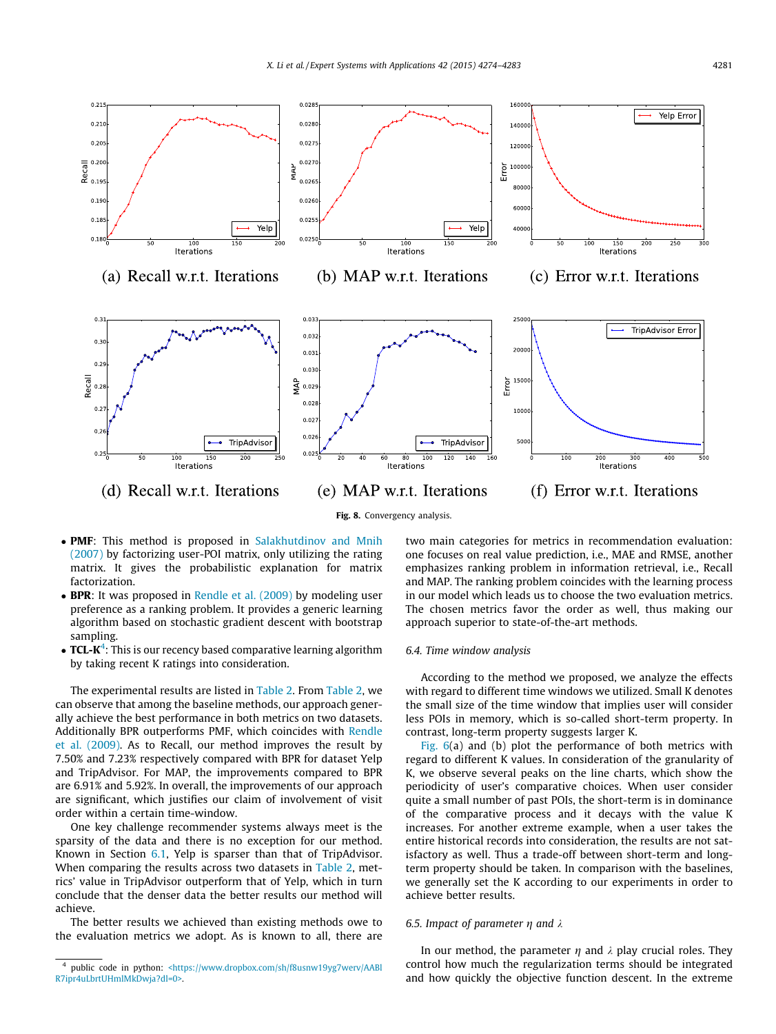(a) Recall w.r.t. Iterations (b) MAP w.r.t. Iterations (c) Error w.r.t. Iterations

(d) Recall w.r.t. Iterations (e) MAP w.r.t. Iterations (f) Error w.r.t. Iterations

**Fig. 8.** Convergency analysis.

- **PMF**: This method is proposed in Salakhutdinov and Mnih (2007) by factorizing user-POI matrix, only utilizing the rating matrix. It gives the probabilistic explanation for matrix factorization.
- **BPR**: It was proposed in Rendle et al. (2009) by modeling user preference as a ranking problem. It provides a generic learning algorithm based on stochastic gradient descent with bootstrap sampling.
- **TCL-K**[4]: This is our recency based comparative learning algorithm by taking recent K ratings into consideration.

The experimental results are listed in Table 2. From Table 2, we can observe that among the baseline methods, our approach generally achieve the best performance in both metrics on two datasets. Additionally BPR outperforms PMF, which coincides with Rendle et al. (2009). As to Recall, our method improves the result by 7.50% and 7.23% respectively compared with BPR for dataset Yelp and TripAdvisor. For MAP, the improvements compared to BPR are 6.91% and 5.92%. In overall, the improvements of our approach are significant, which justifies our claim of involvement of visit order within a certain time-window.

One key challenge recommender systems always meet is the sparsity of the data and there is no exception for our method. Known in Section 6.1, Yelp is sparser than that of TripAdvisor. When comparing the results across two datasets in Table 2, metrics' value in TripAdvisor outperform that of Yelp, which in turn conclude that the denser data the better results our method will achieve.

The better results we achieved than existing methods owe to the evaluation metrics we adopt. As is known to all, there are two main categories for metrics in recommendation evaluation: one focuses on real value prediction, i.e., MAE and RMSE, another emphasizes ranking problem in information retrieval, i.e., Recall and MAP. The ranking problem coincides with the learning process in our model which leads us to choose the two evaluation metrics. The chosen metrics favor the order as well, thus making our approach superior to state-of-the-art methods.

### 6.4. Time window analysis

According to the method we proposed, we analyze the effects with regard to different time windows we utilized. Small K denotes the small size of the time window that implies user will consider less POIs in memory, which is so-called short-term property. In contrast, long-term property suggests larger K.

Fig. 6(a) and (b) plot the performance of both metrics with regard to different K values. In consideration of the granularity of K, we observe several peaks on the line charts, which show the periodicity of user's comparative choices. When user consider quite a small number of past POIs, the short-term is in dominance of the comparative process and it decays with the value K increases. For another extreme example, when a user takes the entire historical records into consideration, the results are not satisfactory as well. Thus a trade-off between short-term and long-term property should be taken. In comparison with the baselines, we generally set the K according to our experiments in order to achieve better results.

### 6.5. Impact of parameter $\eta$ and $\lambda$

In our method, the parameter $\eta$ and $\lambda$ play crucial roles. They control how much the regularization terms should be integrated and how quickly the objective function descent. In the extreme

[4] public code in python: <https://www.dropbox.com/sh/f8usnw19yg7werv/AABlR7ipr4uLbrtUHmlMkDwja?dl=0>.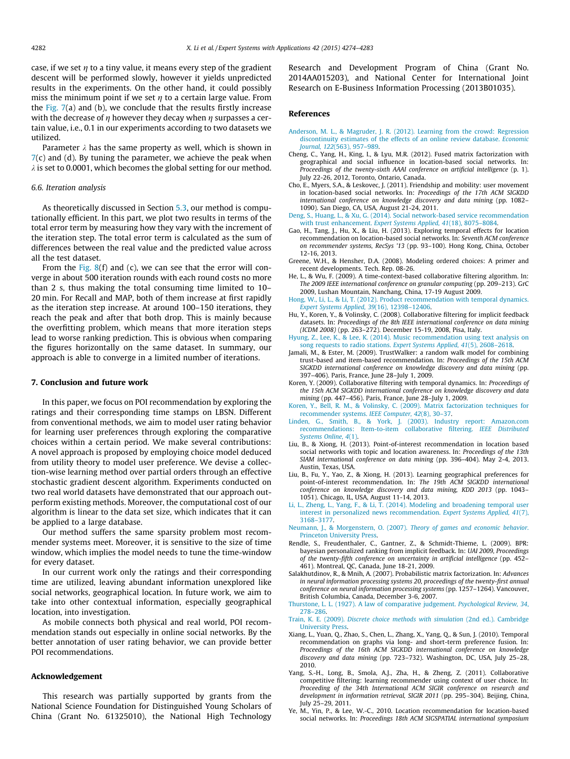case, if we set $\eta$ to a tiny value, it means every step of the gradient descent will be performed slowly, however it yields unpredicted results in the experiments. On the other hand, it could possibly miss the minimum point if we set $\eta$ to a certain large value. From the Fig. 7(a) and (b), we conclude that the results firstly increase with the decrease of $\eta$ however they decay when $\eta$ surpasses a certain value, i.e., 0.1 in our experiments according to two datasets we utilized.

Parameter $\lambda$ has the same property as well, which is shown in 7(c) and (d). By tuning the parameter, we achieve the peak when $\lambda$ is set to 0.0001, which becomes the global setting for our method.

### 6.6. Iteration analysis

As theoretically discussed in Section 5.3, our method is computationally efficient. In this part, we plot two results in terms of the total error term by measuring how they vary with the increment of the iteration step. The total error term is calculated as the sum of differences between the real value and the predicted value across all the test dataset.

From the Fig. 8(f) and (c), we can see that the error will converge in about 500 iteration rounds with each round costs no more than 2 s, thus making the total consuming time limited to 10–20 min. For Recall and MAP, both of them increase at first rapidly as the iteration step increase. At around 100–150 iterations, they reach the peak and after that both drop. This is mainly because the overfitting problem, which means that more iteration steps lead to worse ranking prediction. This is obvious when comparing the figures horizontally on the same dataset. In summary, our approach is able to converge in a limited number of iterations.

## 7. Conclusion and future work

In this paper, we focus on POI recommendation by exploring the ratings and their corresponding time stamps on LBSN. Different from conventional methods, we aim to model user rating behavior for learning user preferences through exploring the comparative choices within a certain period. We make several contributions: A novel approach is proposed by employing choice model deduced from utility theory to model user preference. We devise a collection-wise learning method over partial orders through an effective stochastic gradient descent algorithm. Experiments conducted on two real world datasets have demonstrated that our approach outperform existing methods. Moreover, the computational cost of our algorithm is linear to the data set size, which indicates that it can be applied to a large database.

Our method suffers the same sparsity problem most recommender systems meet. Moreover, it is sensitive to the size of time window, which implies the model needs to tune the time-window for every dataset.

In our current work only the ratings and their corresponding time are utilized, leaving abundant information unexplored like social networks, geographical location. In future work, we aim to take into other contextual information, especially geographical location, into investigation.

As mobile connects both physical and real world, POI recommendation stands out especially in online social networks. By the better annotation of user rating behavior, we can provide better POI recommendations.

## Acknowledgement

This research was partially supported by grants from the National Science Foundation for Distinguished Young Scholars of China (Grant No. 61325010), the National High Technology Research and Development Program of China (Grant No. 2014AA015203), and National Center for International Joint Research on E-Business Information Processing (2013B01035).

## References

Anderson, M. L., & Magruder, J. R. (2012). Learning from the crowd: Regression discontinuity estimates of the effects of an online review database. *Economic Journal, 122*(563), 957–989.

Cheng, C., Yang, H., King, I., & Lyu, M.R. (2012). Fused matrix factorization with geographical and social influence in location-based social networks. In: *Proceedings of the twenty-sixth AAAI conference on artificial intelligence* (p. 1). July 22-26, 2012, Toronto, Ontario, Canada.

Cho, E., Myers, S.A., & Leskovec, J. (2011). Friendship and mobility: user movement in location-based social networks. In: *Proceedings of the 17th ACM SIGKDD international conference on knowledge discovery and data mining* (pp. 1082–1090). San Diego, CA, USA, August 21-24, 2011.

Deng, S., Huang, L., & Xu, G. (2014). Social network-based service recommendation with trust enhancement. *Expert Systems Applied, 41*(18), 8075–8084.

Gao, H., Tang, J., Hu, X., & Liu, H. (2013). Exploring temporal effects for location recommendation on location-based social networks. In: *Seventh ACM conference on recommender systems, RecSys '13* (pp. 93–100). Hong Kong, China, October 12-16, 2013.

Greene, W.H., & Hensher, D.A. (2008). Modeling ordered choices: A primer and recent developments. Tech. Rep. 08-26.

He, L., & Wu, F. (2009). A time-context-based collaborative filtering algorithm. In: *The 2009 IEEE international conference on granular computing* (pp. 209–213). GrC 2009, Lushan Mountain, Nanchang, China, 17-19 August 2009.

Hong, W., Li, L., & Li, T. (2012). Product recommendation with temporal dynamics. *Expert Systems Applied, 39*(16), 12398–12406.

Hu, Y., Koren, Y., & Volinsky, C. (2008). Collaborative filtering for implicit feedback datasets. In: *Proceedings of the 8th IEEE international conference on data mining (ICDM 2008)* (pp. 263–272). December 15-19, 2008, Pisa, Italy.

Hyung, Z., Lee, K., & Lee, K. (2014). Music recommendation using text analysis on song requests to radio stations. *Expert Systems Applied, 41*(5), 2608–2618.

Jamali, M., & Ester, M. (2009). TrustWalker: a random walk model for combining trust-based and item-based recommendation. In: *Proceedings of the 15th ACM SIGKDD international conference on knowledge discovery and data mining* (pp. 397–406). Paris, France, June 28–July 1, 2009.

Koren, Y. (2009). Collaborative filtering with temporal dynamics. In: *Proceedings of the 15th ACM SIGKDD international conference on knowledge discovery and data mining* (pp. 447–456). Paris, France, June 28–July 1, 2009.

Koren, Y., Bell, R. M., & Volinsky, C. (2009). Matrix factorization techniques for recommender systems. *IEEE Computer, 42*(8), 30–37.

Linden, G., Smith, B., & York, J. (2003). Industry report: Amazon.com recommendations: Item-to-item collaborative filtering. *IEEE Distributed Systems Online, 4*(1).

Liu, B., & Xiong, H. (2013). Point-of-interest recommendation in location based social networks with topic and location awareness. In: *Proceedings of the 13th SIAM international conference on data mining* (pp. 396–404). May 2-4, 2013. Austin, Texas, USA.

Liu, B., Fu, Y., Yao, Z., & Xiong, H. (2013). Learning geographical preferences for point-of-interest recommendation. In: *The 19th ACM SIGKDD international conference on knowledge discovery and data mining, KDD 2013* (pp. 1043–1051). Chicago, IL, USA, August 11-14, 2013.

Li, L., Zheng, L., Yang, F., & Li, T. (2014). Modeling and broadening temporal user interest in personalized news recommendation. *Expert Systems Applied, 41*(7), 3168–3177.

Neumann, J., & Morgenstern, O. (2007). *Theory of games and economic behavior*. Princeton University Press.

Rendle, S., Freudenthaler, C., Gantner, Z., & Schmidt-Thieme, L. (2009). BPR: bayesian personalized ranking from implicit feedback. In: *UAI 2009, Proceedings of the twenty-fifth conference on uncertainty in artificial intelligence* (pp. 452–461). Montreal, QC, Canada, June 18-21, 2009.

Salakhutdinov, R., & Mnih, A. (2007). Probabilistic matrix factorization. In: *Advances in neural information processing systems 20, proceedings of the twenty-first annual conference on neural information processing systems* (pp. 1257–1264). Vancouver, British Columbia, Canada, December 3-6, 2007.

Thurstone, L. L. (1927). A law of comparative judgement. *Psychological Review, 34*, 278–286.

Train, K. E. (2009). *Discrete choice methods with simulation* (2nd ed.). Cambridge University Press.

Xiang, L., Yuan, Q., Zhao, S., Chen, L., Zhang, X., Yang, Q., & Sun, J. (2010). Temporal recommendation on graphs via long- and short-term preference fusion. In: *Proceedings of the 16th ACM SIGKDD international conference on knowledge discovery and data mining* (pp. 723–732). Washington, DC, USA, July 25–28, 2010.

Yang, S.-H., Long, B., Smola, A.J., Zha, H., & Zheng, Z. (2011). Collaborative competitive filtering: learning recommender using context of user choice. In: *Proceeding of the 34th International ACM SIGIR conference on research and development in information retrieval, SIGIR 2011* (pp. 295–304). Beijing, China, July 25–29, 2011.

Ye, M., Yin, P., & Lee, W.-C., 2010. Location recommendation for location-based social networks. In: *Proceedings 18th ACM SIGSPATIAL international symposium*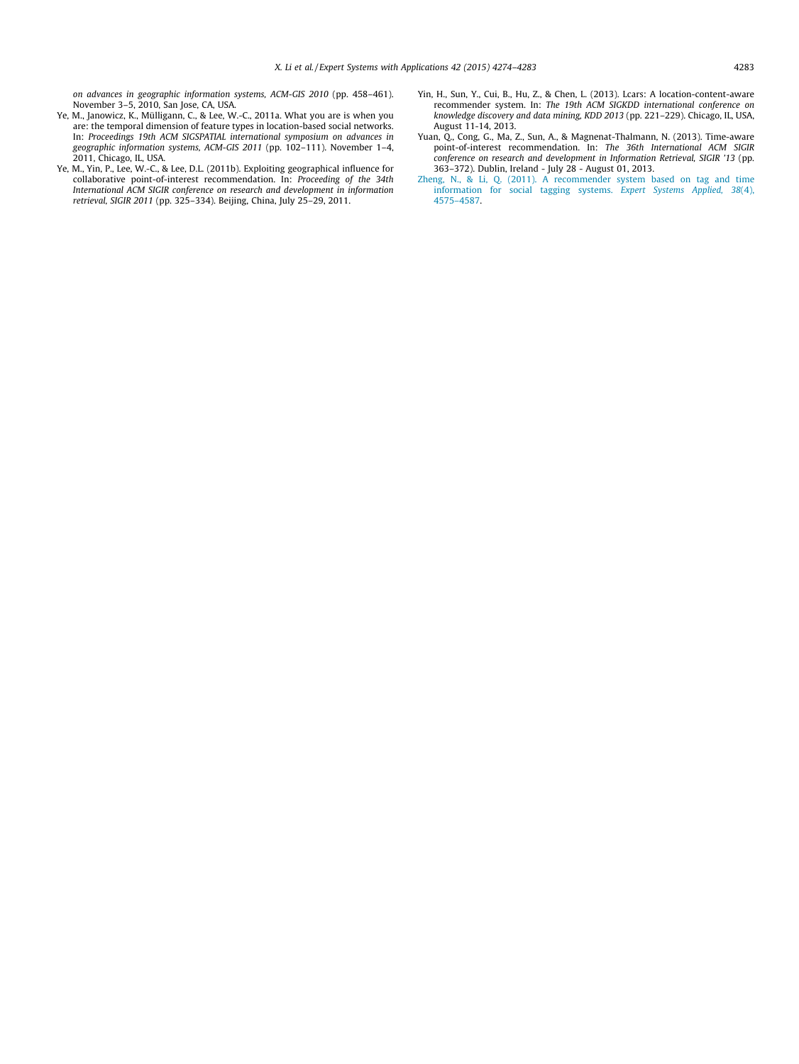on advances in geographic information systems, ACM-GIS 2010* (pp. 458–461). November 3–5, 2010, San Jose, CA, USA.

Ye, M., Janowicz, K., Mülligann, C., & Lee, W.-C., 2011a. What you are is when you are: the temporal dimension of feature types in location-based social networks. In: *Proceedings 19th ACM SIGSPATIAL international symposium on advances in geographic information systems, ACM-GIS 2011* (pp. 102–111). November 1–4, 2011, Chicago, IL, USA.

Ye, M., Yin, P., Lee, W.-C., & Lee, D.L. (2011b). Exploiting geographical influence for collaborative point-of-interest recommendation. In: *Proceeding of the 34th International ACM SIGIR conference on research and development in information retrieval, SIGIR 2011* (pp. 325–334). Beijing, China, July 25–29, 2011.

Yin, H., Sun, Y., Cui, B., Hu, Z., & Chen, L. (2013). Lcars: A location-content-aware recommender system. In: *The 19th ACM SIGKDD international conference on knowledge discovery and data mining, KDD 2013* (pp. 221–229). Chicago, IL, USA, August 11-14, 2013.

Yuan, Q., Cong, G., Ma, Z., Sun, A., & Magnenat-Thalmann, N. (2013). Time-aware point-of-interest recommendation. In: *The 36th International ACM SIGIR conference on research and development in Information Retrieval, SIGIR '13* (pp. 363–372). Dublin, Ireland - July 28 - August 01, 2013.

Zheng, N., & Li, Q. (2011). A recommender system based on tag and time information for social tagging systems. *Expert Systems Applied, 38*(4), 4575–4587.